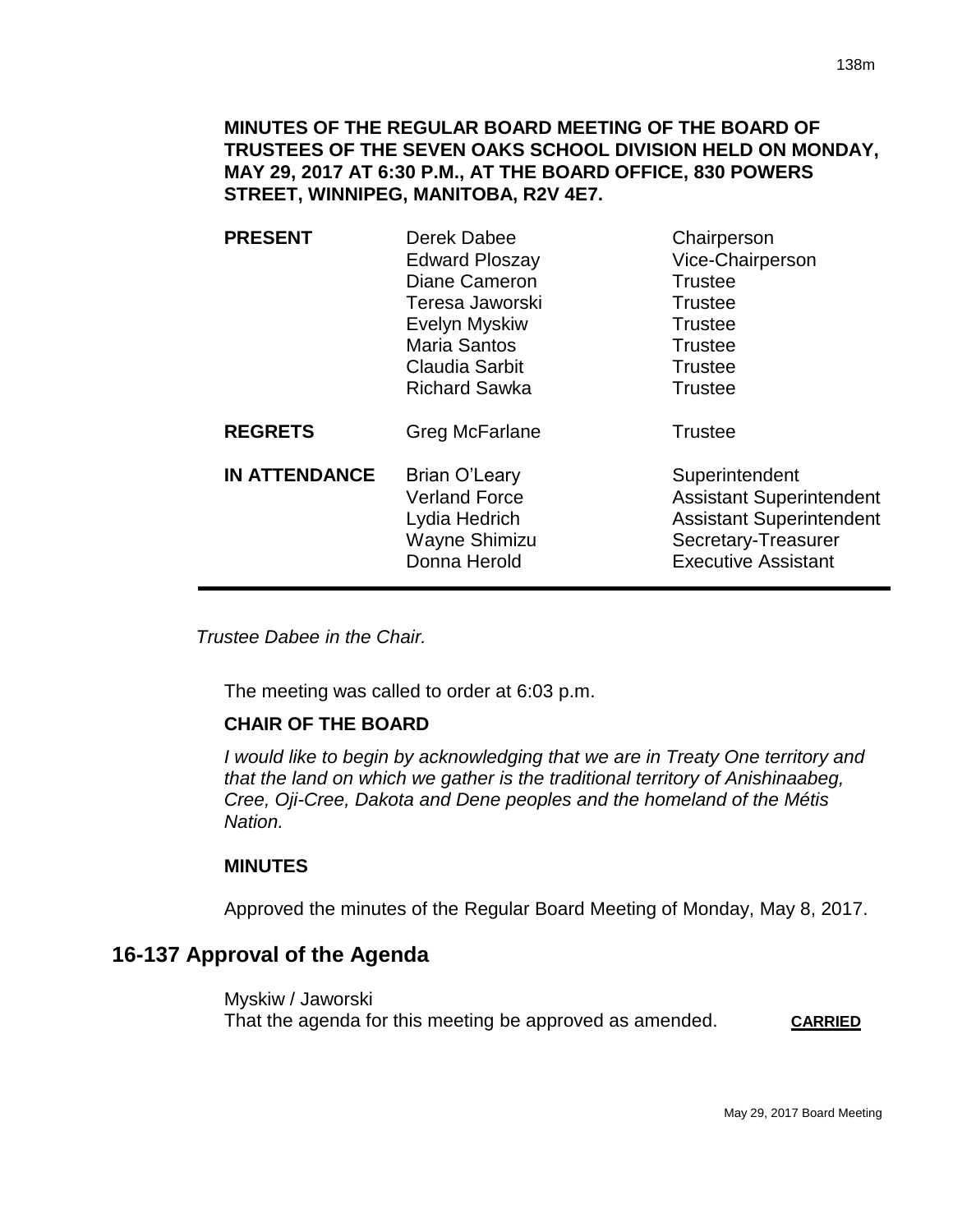**MINUTES OF THE REGULAR BOARD MEETING OF THE BOARD OF TRUSTEES OF THE SEVEN OAKS SCHOOL DIVISION HELD ON MONDAY, MAY 29, 2017 AT 6:30 P.M., AT THE BOARD OFFICE, 830 POWERS STREET, WINNIPEG, MANITOBA, R2V 4E7.**

| | | |
|---|---|---|
| **PRESENT** | Derek Dabee | Chairperson |
| | Edward Ploszay | Vice-Chairperson |
| | Diane Cameron | Trustee |
| | Teresa Jaworski | Trustee |
| | Evelyn Myskiw | Trustee |
| | Maria Santos | Trustee |
| | Claudia Sarbit | Trustee |
| | Richard Sawka | Trustee |
| **REGRETS** | Greg McFarlane | Trustee |
| **IN ATTENDANCE** | Brian O'Leary | Superintendent |
| | Verland Force | Assistant Superintendent |
| | Lydia Hedrich | Assistant Superintendent |
| | Wayne Shimizu | Secretary-Treasurer |
| | Donna Herold | Executive Assistant |

*Trustee Dabee in the Chair.*

The meeting was called to order at 6:03 p.m.

**CHAIR OF THE BOARD**

*I would like to begin by acknowledging that we are in Treaty One territory and that the land on which we gather is the traditional territory of Anishinaabeg, Cree, Oji-Cree, Dakota and Dene peoples and the homeland of the Métis Nation.*

**MINUTES**

Approved the minutes of the Regular Board Meeting of Monday, May 8, 2017.

## 16-137 Approval of the Agenda

Myskiw / Jaworski
That the agenda for this meeting be approved as amended. **CARRIED**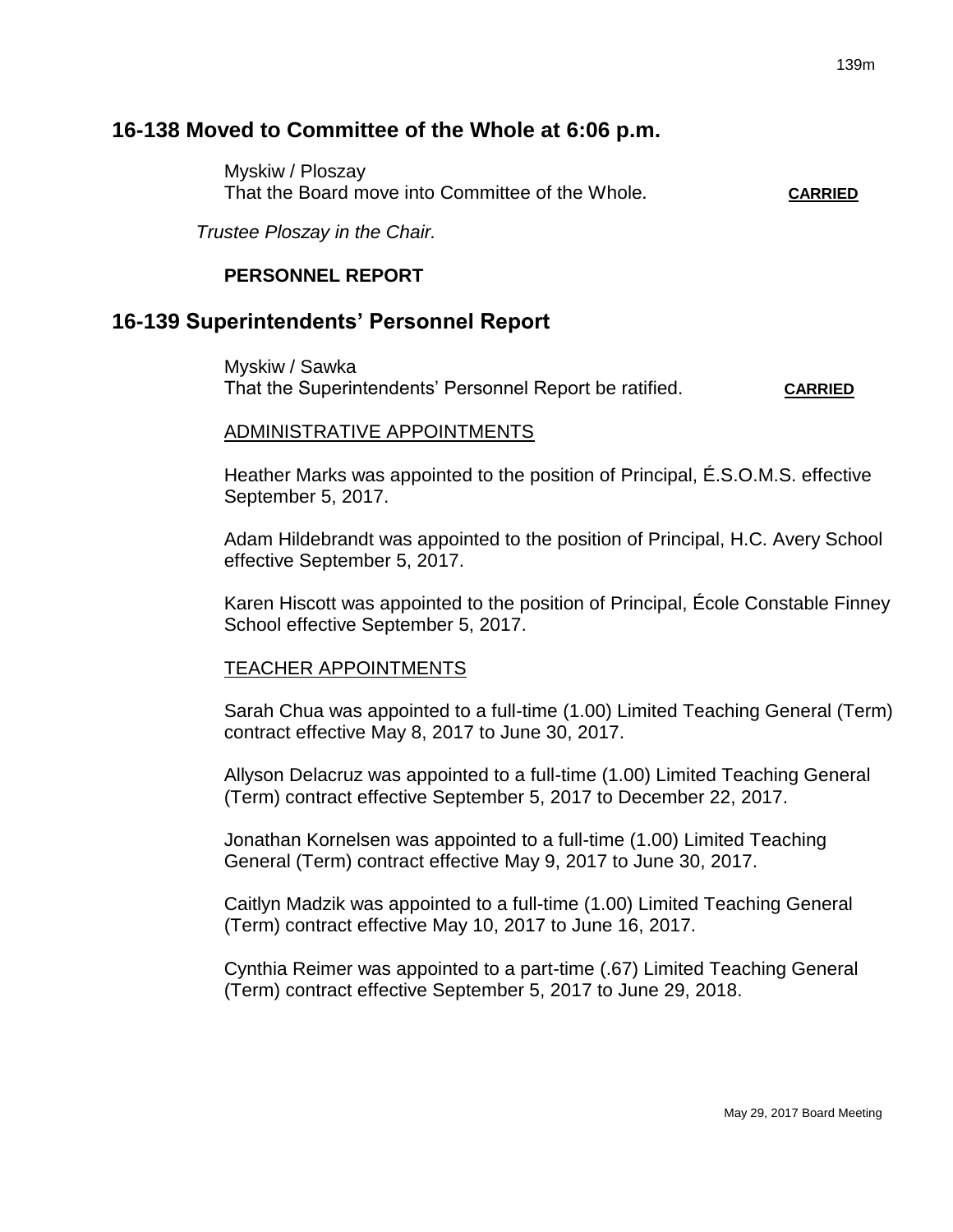## 16-138 Moved to Committee of the Whole at 6:06 p.m.

Myskiw / Ploszay
That the Board move into Committee of the Whole. **CARRIED**

*Trustee Ploszay in the Chair.*

**PERSONNEL REPORT**

## 16-139 Superintendents' Personnel Report

Myskiw / Sawka
That the Superintendents' Personnel Report be ratified. **CARRIED**

ADMINISTRATIVE APPOINTMENTS

Heather Marks was appointed to the position of Principal, É.S.O.M.S. effective September 5, 2017.

Adam Hildebrandt was appointed to the position of Principal, H.C. Avery School effective September 5, 2017.

Karen Hiscott was appointed to the position of Principal, École Constable Finney School effective September 5, 2017.

TEACHER APPOINTMENTS

Sarah Chua was appointed to a full-time (1.00) Limited Teaching General (Term) contract effective May 8, 2017 to June 30, 2017.

Allyson Delacruz was appointed to a full-time (1.00) Limited Teaching General (Term) contract effective September 5, 2017 to December 22, 2017.

Jonathan Kornelsen was appointed to a full-time (1.00) Limited Teaching General (Term) contract effective May 9, 2017 to June 30, 2017.

Caitlyn Madzik was appointed to a full-time (1.00) Limited Teaching General (Term) contract effective May 10, 2017 to June 16, 2017.

Cynthia Reimer was appointed to a part-time (.67) Limited Teaching General (Term) contract effective September 5, 2017 to June 29, 2018.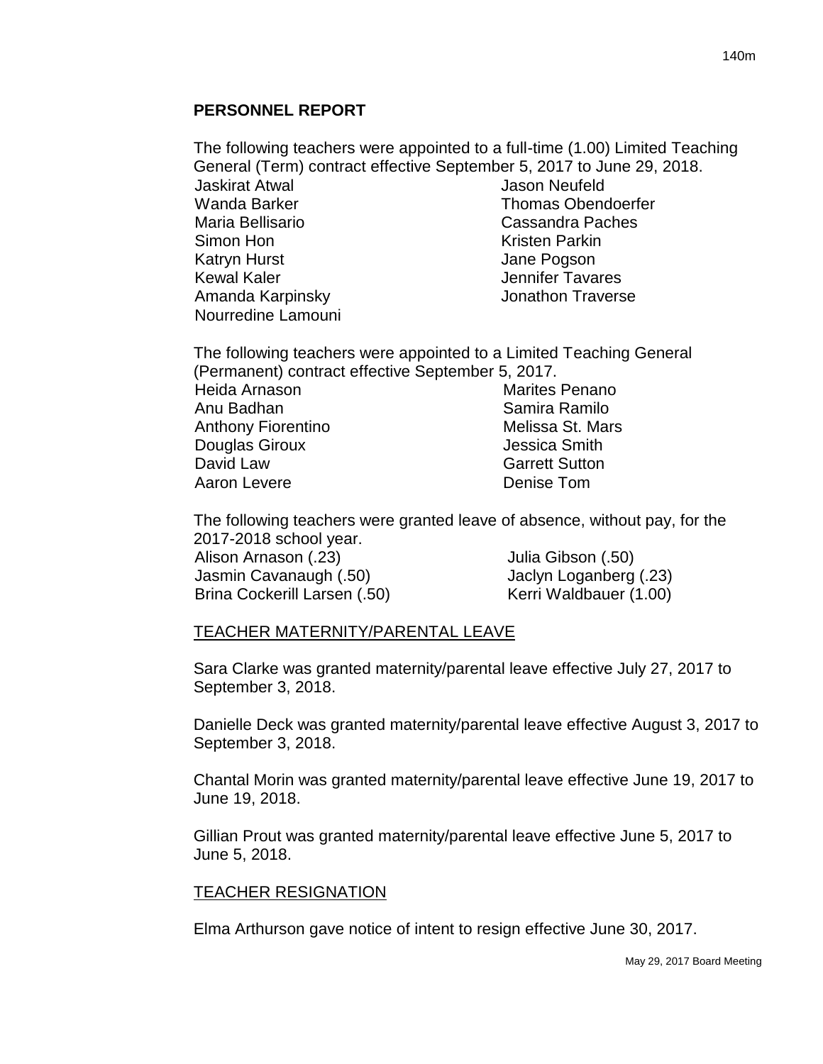## PERSONNEL REPORT

The following teachers were appointed to a full-time (1.00) Limited Teaching General (Term) contract effective September 5, 2017 to June 29, 2018.

- Jaskirat Atwal
- Wanda Barker
- Maria Bellisario
- Simon Hon
- Katryn Hurst
- Kewal Kaler
- Amanda Karpinsky
- Nourredine Lamouni
- Jason Neufeld
- Thomas Obendoerfer
- Cassandra Paches
- Kristen Parkin
- Jane Pogson
- Jennifer Tavares
- Jonathon Traverse

The following teachers were appointed to a Limited Teaching General (Permanent) contract effective September 5, 2017.

- Heida Arnason
- Anu Badhan
- Anthony Fiorentino
- Douglas Giroux
- David Law
- Aaron Levere
- Marites Penano
- Samira Ramilo
- Melissa St. Mars
- Jessica Smith
- Garrett Sutton
- Denise Tom

The following teachers were granted leave of absence, without pay, for the 2017-2018 school year.

- Alison Arnason (.23)
- Jasmin Cavanaugh (.50)
- Brina Cockerill Larsen (.50)
- Julia Gibson (.50)
- Jaclyn Loganberg (.23)
- Kerri Waldbauer (1.00)

### TEACHER MATERNITY/PARENTAL LEAVE

Sara Clarke was granted maternity/parental leave effective July 27, 2017 to September 3, 2018.

Danielle Deck was granted maternity/parental leave effective August 3, 2017 to September 3, 2018.

Chantal Morin was granted maternity/parental leave effective June 19, 2017 to June 19, 2018.

Gillian Prout was granted maternity/parental leave effective June 5, 2017 to June 5, 2018.

### TEACHER RESIGNATION

Elma Arthurson gave notice of intent to resign effective June 30, 2017.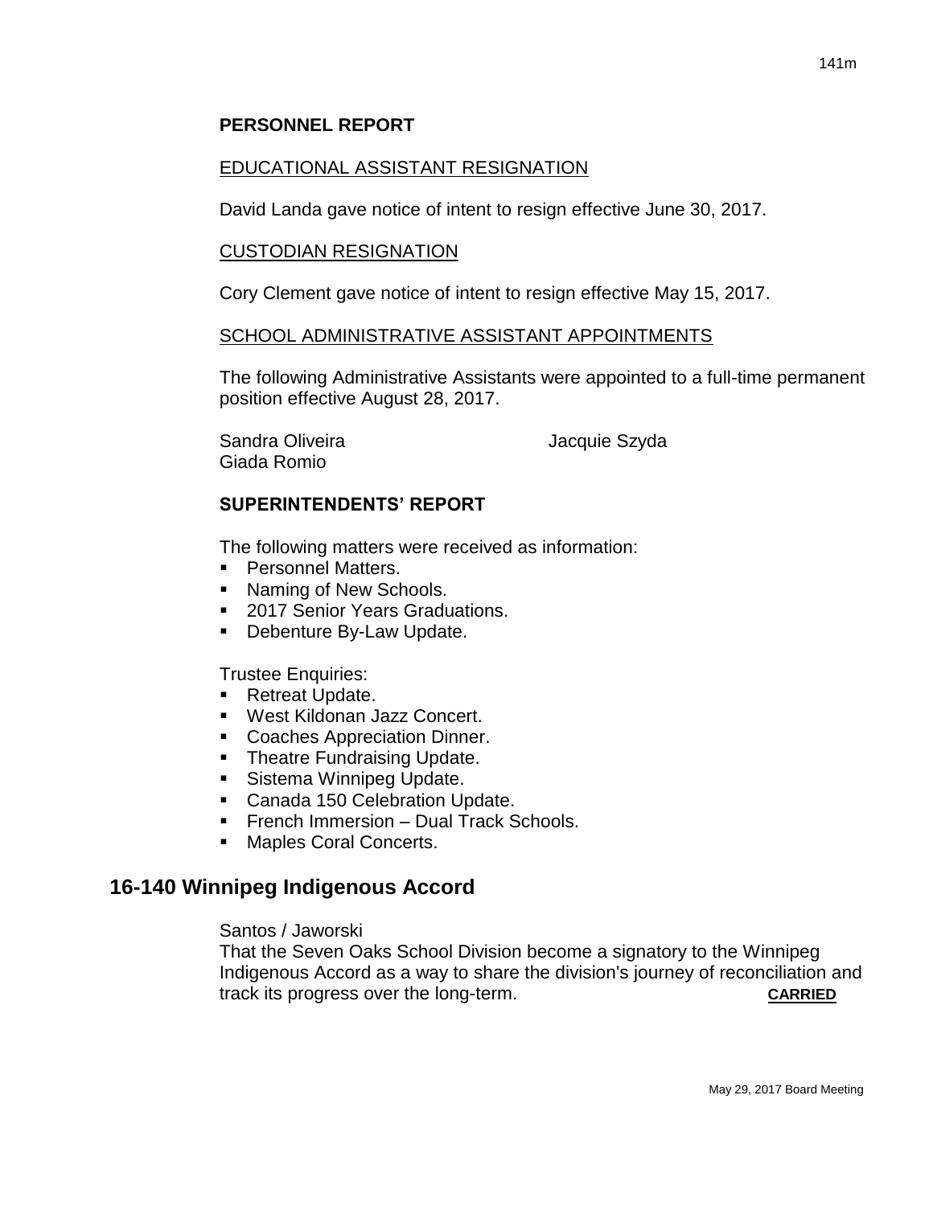### PERSONNEL REPORT

EDUCATIONAL ASSISTANT RESIGNATION

David Landa gave notice of intent to resign effective June 30, 2017.

CUSTODIAN RESIGNATION

Cory Clement gave notice of intent to resign effective May 15, 2017.

SCHOOL ADMINISTRATIVE ASSISTANT APPOINTMENTS

The following Administrative Assistants were appointed to a full-time permanent position effective August 28, 2017.

Sandra Oliveira
Jacquie Szyda
Giada Romio

### SUPERINTENDENTS' REPORT

The following matters were received as information:

- Personnel Matters.
- Naming of New Schools.
- 2017 Senior Years Graduations.
- Debenture By-Law Update.

Trustee Enquiries:

- Retreat Update.
- West Kildonan Jazz Concert.
- Coaches Appreciation Dinner.
- Theatre Fundraising Update.
- Sistema Winnipeg Update.
- Canada 150 Celebration Update.
- French Immersion – Dual Track Schools.
- Maples Coral Concerts.

## 16-140 Winnipeg Indigenous Accord

Santos / Jaworski

That the Seven Oaks School Division become a signatory to the Winnipeg Indigenous Accord as a way to share the division's journey of reconciliation and track its progress over the long-term. **CARRIED**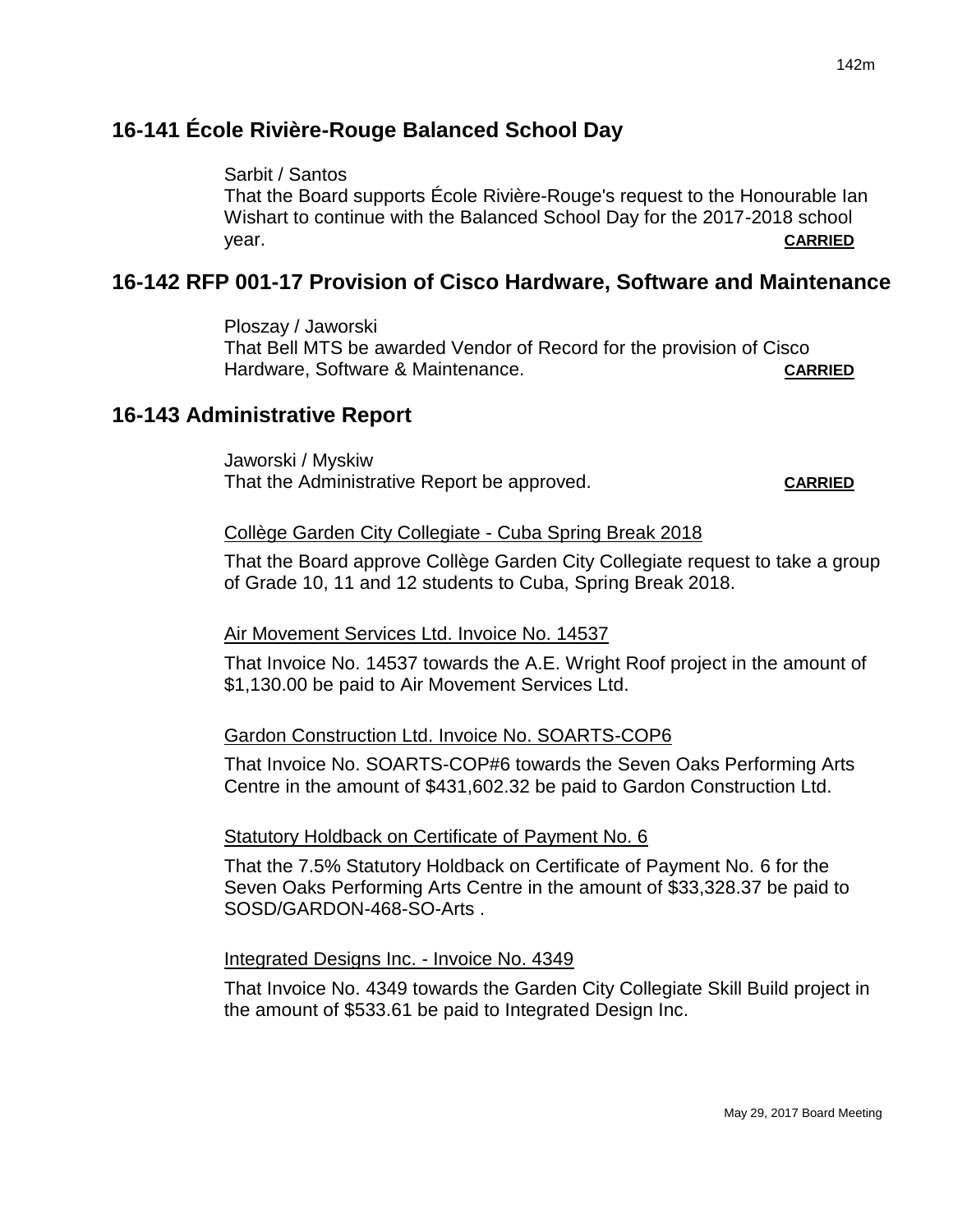## 16-141 École Rivière-Rouge Balanced School Day

Sarbit / Santos
That the Board supports École Rivière-Rouge's request to the Honourable Ian Wishart to continue with the Balanced School Day for the 2017-2018 school year. **CARRIED**

## 16-142 RFP 001-17 Provision of Cisco Hardware, Software and Maintenance

Ploszay / Jaworski
That Bell MTS be awarded Vendor of Record for the provision of Cisco Hardware, Software & Maintenance. **CARRIED**

## 16-143 Administrative Report

Jaworski / Myskiw
That the Administrative Report be approved. **CARRIED**

Collège Garden City Collegiate - Cuba Spring Break 2018

That the Board approve Collège Garden City Collegiate request to take a group of Grade 10, 11 and 12 students to Cuba, Spring Break 2018.

Air Movement Services Ltd. Invoice No. 14537

That Invoice No. 14537 towards the A.E. Wright Roof project in the amount of $1,130.00 be paid to Air Movement Services Ltd.

Gardon Construction Ltd. Invoice No. SOARTS-COP6

That Invoice No. SOARTS-COP#6 towards the Seven Oaks Performing Arts Centre in the amount of $431,602.32 be paid to Gardon Construction Ltd.

Statutory Holdback on Certificate of Payment No. 6

That the 7.5% Statutory Holdback on Certificate of Payment No. 6 for the Seven Oaks Performing Arts Centre in the amount of $33,328.37 be paid to SOSD/GARDON-468-SO-Arts .

Integrated Designs Inc. - Invoice No. 4349

That Invoice No. 4349 towards the Garden City Collegiate Skill Build project in the amount of $533.61 be paid to Integrated Design Inc.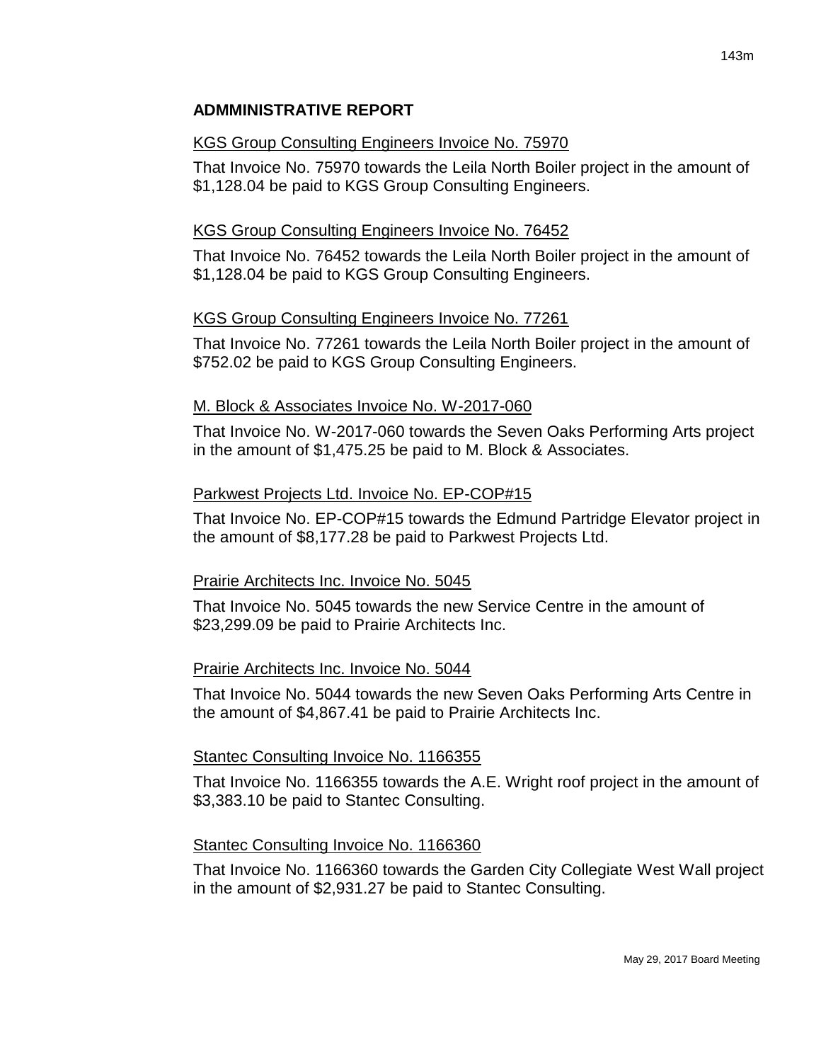## ADMMINISTRATIVE REPORT

KGS Group Consulting Engineers Invoice No. 75970

That Invoice No. 75970 towards the Leila North Boiler project in the amount of $1,128.04 be paid to KGS Group Consulting Engineers.

KGS Group Consulting Engineers Invoice No. 76452

That Invoice No. 76452 towards the Leila North Boiler project in the amount of $1,128.04 be paid to KGS Group Consulting Engineers.

KGS Group Consulting Engineers Invoice No. 77261

That Invoice No. 77261 towards the Leila North Boiler project in the amount of $752.02 be paid to KGS Group Consulting Engineers.

M. Block & Associates Invoice No. W-2017-060

That Invoice No. W-2017-060 towards the Seven Oaks Performing Arts project in the amount of $1,475.25 be paid to M. Block & Associates.

Parkwest Projects Ltd. Invoice No. EP-COP#15

That Invoice No. EP-COP#15 towards the Edmund Partridge Elevator project in the amount of $8,177.28 be paid to Parkwest Projects Ltd.

Prairie Architects Inc. Invoice No. 5045

That Invoice No. 5045 towards the new Service Centre in the amount of $23,299.09 be paid to Prairie Architects Inc.

Prairie Architects Inc. Invoice No. 5044

That Invoice No. 5044 towards the new Seven Oaks Performing Arts Centre in the amount of $4,867.41 be paid to Prairie Architects Inc.

Stantec Consulting Invoice No. 1166355

That Invoice No. 1166355 towards the A.E. Wright roof project in the amount of $3,383.10 be paid to Stantec Consulting.

Stantec Consulting Invoice No. 1166360

That Invoice No. 1166360 towards the Garden City Collegiate West Wall project in the amount of $2,931.27 be paid to Stantec Consulting.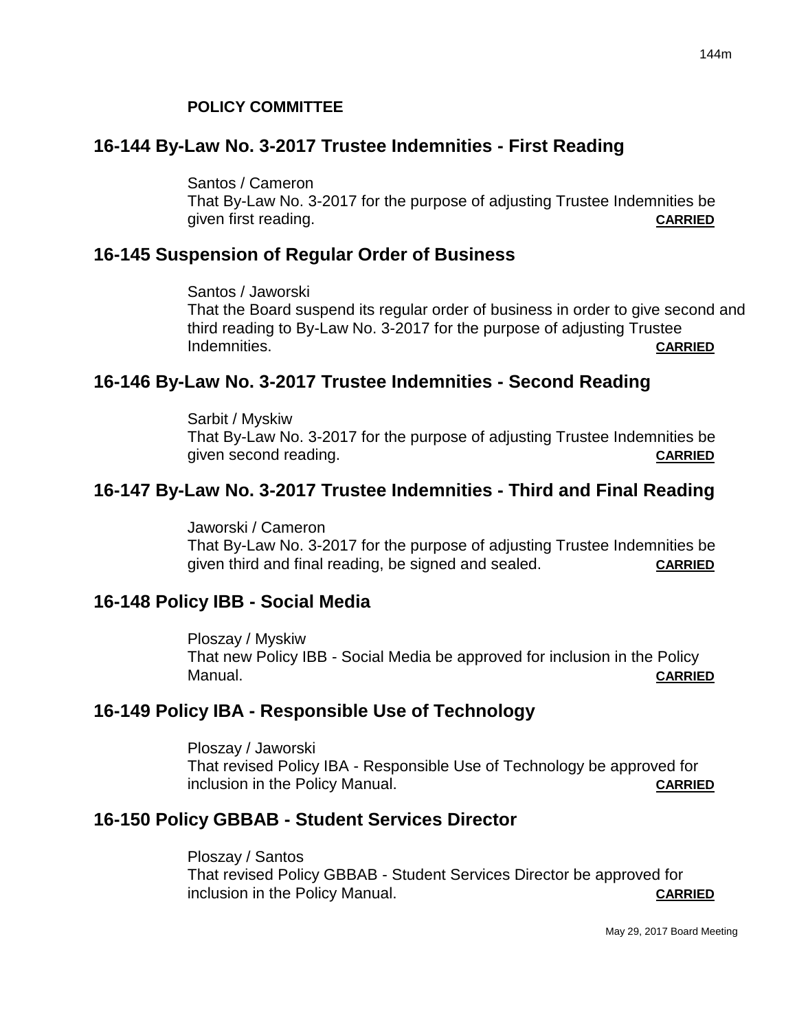**POLICY COMMITTEE**

## 16-144 By-Law No. 3-2017 Trustee Indemnities - First Reading

Santos / Cameron
That By-Law No. 3-2017 for the purpose of adjusting Trustee Indemnities be given first reading. **CARRIED**

## 16-145 Suspension of Regular Order of Business

Santos / Jaworski
That the Board suspend its regular order of business in order to give second and third reading to By-Law No. 3-2017 for the purpose of adjusting Trustee Indemnities. **CARRIED**

## 16-146 By-Law No. 3-2017 Trustee Indemnities - Second Reading

Sarbit / Myskiw
That By-Law No. 3-2017 for the purpose of adjusting Trustee Indemnities be given second reading. **CARRIED**

## 16-147 By-Law No. 3-2017 Trustee Indemnities - Third and Final Reading

Jaworski / Cameron
That By-Law No. 3-2017 for the purpose of adjusting Trustee Indemnities be given third and final reading, be signed and sealed. **CARRIED**

## 16-148 Policy IBB - Social Media

Ploszay / Myskiw
That new Policy IBB - Social Media be approved for inclusion in the Policy Manual. **CARRIED**

## 16-149 Policy IBA - Responsible Use of Technology

Ploszay / Jaworski
That revised Policy IBA - Responsible Use of Technology be approved for inclusion in the Policy Manual. **CARRIED**

## 16-150 Policy GBBAB - Student Services Director

Ploszay / Santos
That revised Policy GBBAB - Student Services Director be approved for inclusion in the Policy Manual. **CARRIED**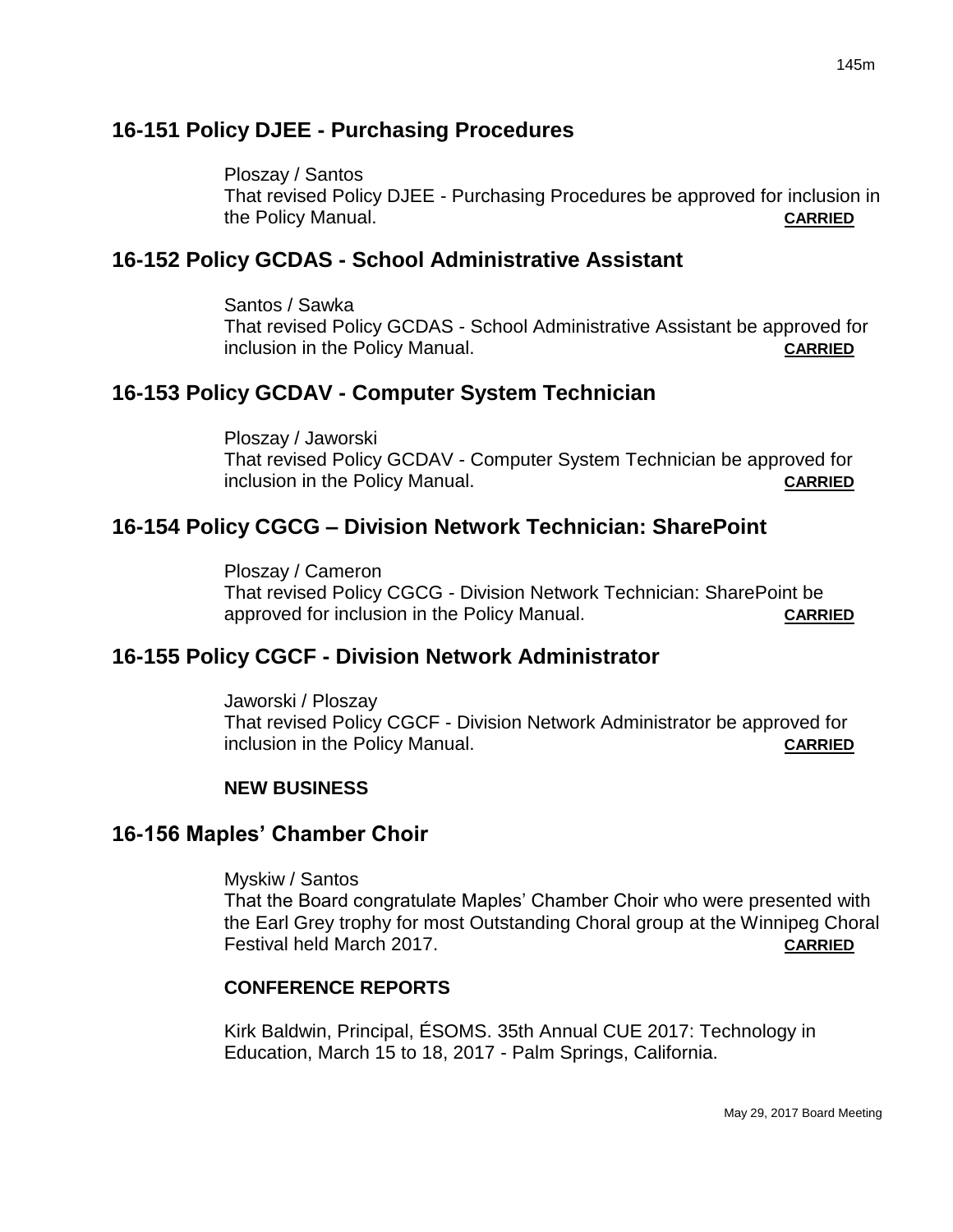## 16-151 Policy DJEE - Purchasing Procedures

Ploszay / Santos
That revised Policy DJEE - Purchasing Procedures be approved for inclusion in the Policy Manual. **CARRIED**

## 16-152 Policy GCDAS - School Administrative Assistant

Santos / Sawka
That revised Policy GCDAS - School Administrative Assistant be approved for inclusion in the Policy Manual. **CARRIED**

## 16-153 Policy GCDAV - Computer System Technician

Ploszay / Jaworski
That revised Policy GCDAV - Computer System Technician be approved for inclusion in the Policy Manual. **CARRIED**

## 16-154 Policy CGCG – Division Network Technician: SharePoint

Ploszay / Cameron
That revised Policy CGCG - Division Network Technician: SharePoint be approved for inclusion in the Policy Manual. **CARRIED**

## 16-155 Policy CGCF - Division Network Administrator

Jaworski / Ploszay
That revised Policy CGCF - Division Network Administrator be approved for inclusion in the Policy Manual. **CARRIED**

**NEW BUSINESS**

## 16-156 Maples' Chamber Choir

Myskiw / Santos
That the Board congratulate Maples' Chamber Choir who were presented with the Earl Grey trophy for most Outstanding Choral group at the Winnipeg Choral Festival held March 2017. **CARRIED**

**CONFERENCE REPORTS**

Kirk Baldwin, Principal, ÉSOMS. 35th Annual CUE 2017: Technology in Education, March 15 to 18, 2017 - Palm Springs, California.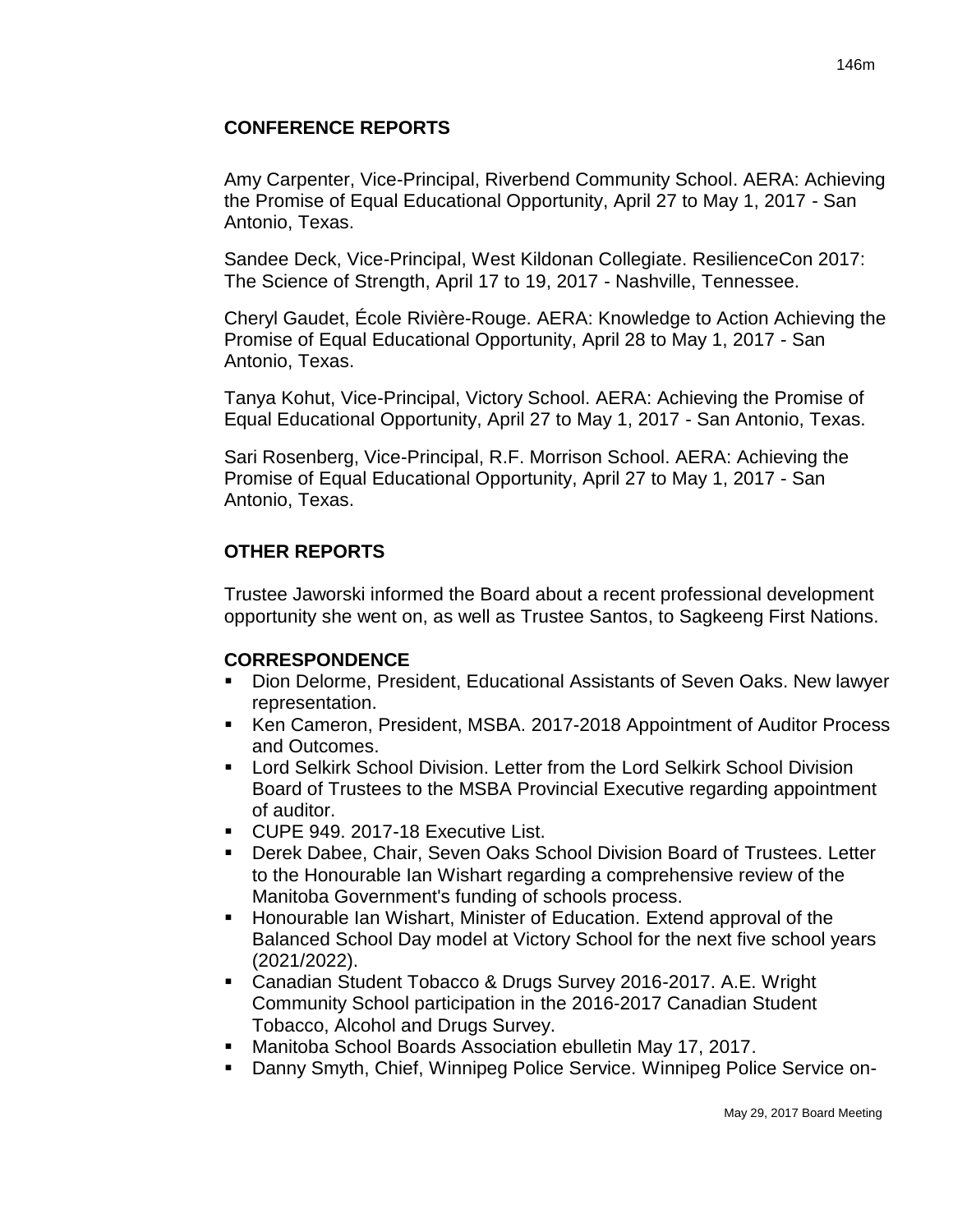## CONFERENCE REPORTS

Amy Carpenter, Vice-Principal, Riverbend Community School. AERA: Achieving the Promise of Equal Educational Opportunity, April 27 to May 1, 2017 - San Antonio, Texas.

Sandee Deck, Vice-Principal, West Kildonan Collegiate. ResilienceCon 2017: The Science of Strength, April 17 to 19, 2017 - Nashville, Tennessee.

Cheryl Gaudet, École Rivière-Rouge. AERA: Knowledge to Action Achieving the Promise of Equal Educational Opportunity, April 28 to May 1, 2017 - San Antonio, Texas.

Tanya Kohut, Vice-Principal, Victory School. AERA: Achieving the Promise of Equal Educational Opportunity, April 27 to May 1, 2017 - San Antonio, Texas.

Sari Rosenberg, Vice-Principal, R.F. Morrison School. AERA: Achieving the Promise of Equal Educational Opportunity, April 27 to May 1, 2017 - San Antonio, Texas.

## OTHER REPORTS

Trustee Jaworski informed the Board about a recent professional development opportunity she went on, as well as Trustee Santos, to Sagkeeng First Nations.

## CORRESPONDENCE

- Dion Delorme, President, Educational Assistants of Seven Oaks. New lawyer representation.
- Ken Cameron, President, MSBA. 2017-2018 Appointment of Auditor Process and Outcomes.
- Lord Selkirk School Division. Letter from the Lord Selkirk School Division Board of Trustees to the MSBA Provincial Executive regarding appointment of auditor.
- CUPE 949. 2017-18 Executive List.
- Derek Dabee, Chair, Seven Oaks School Division Board of Trustees. Letter to the Honourable Ian Wishart regarding a comprehensive review of the Manitoba Government's funding of schools process.
- Honourable Ian Wishart, Minister of Education. Extend approval of the Balanced School Day model at Victory School for the next five school years (2021/2022).
- Canadian Student Tobacco & Drugs Survey 2016-2017. A.E. Wright Community School participation in the 2016-2017 Canadian Student Tobacco, Alcohol and Drugs Survey.
- Manitoba School Boards Association ebulletin May 17, 2017.
- Danny Smyth, Chief, Winnipeg Police Service. Winnipeg Police Service on-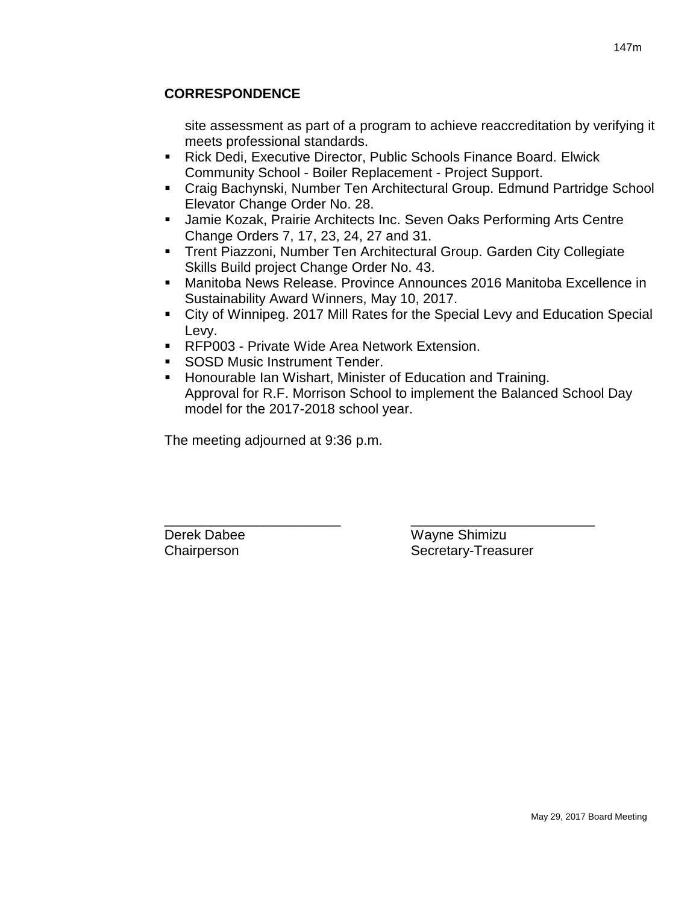## CORRESPONDENCE

site assessment as part of a program to achieve reaccreditation by verifying it meets professional standards.

- Rick Dedi, Executive Director, Public Schools Finance Board. Elwick Community School - Boiler Replacement - Project Support.
- Craig Bachynski, Number Ten Architectural Group. Edmund Partridge School Elevator Change Order No. 28.
- Jamie Kozak, Prairie Architects Inc. Seven Oaks Performing Arts Centre Change Orders 7, 17, 23, 24, 27 and 31.
- Trent Piazzoni, Number Ten Architectural Group. Garden City Collegiate Skills Build project Change Order No. 43.
- Manitoba News Release. Province Announces 2016 Manitoba Excellence in Sustainability Award Winners, May 10, 2017.
- City of Winnipeg. 2017 Mill Rates for the Special Levy and Education Special Levy.
- RFP003 - Private Wide Area Network Extension.
- SOSD Music Instrument Tender.
- Honourable Ian Wishart, Minister of Education and Training. Approval for R.F. Morrison School to implement the Balanced School Day model for the 2017-2018 school year.

The meeting adjourned at 9:36 p.m.

_______________________ _______________________

Derek Dabee
Chairperson

Wayne Shimizu
Secretary-Treasurer